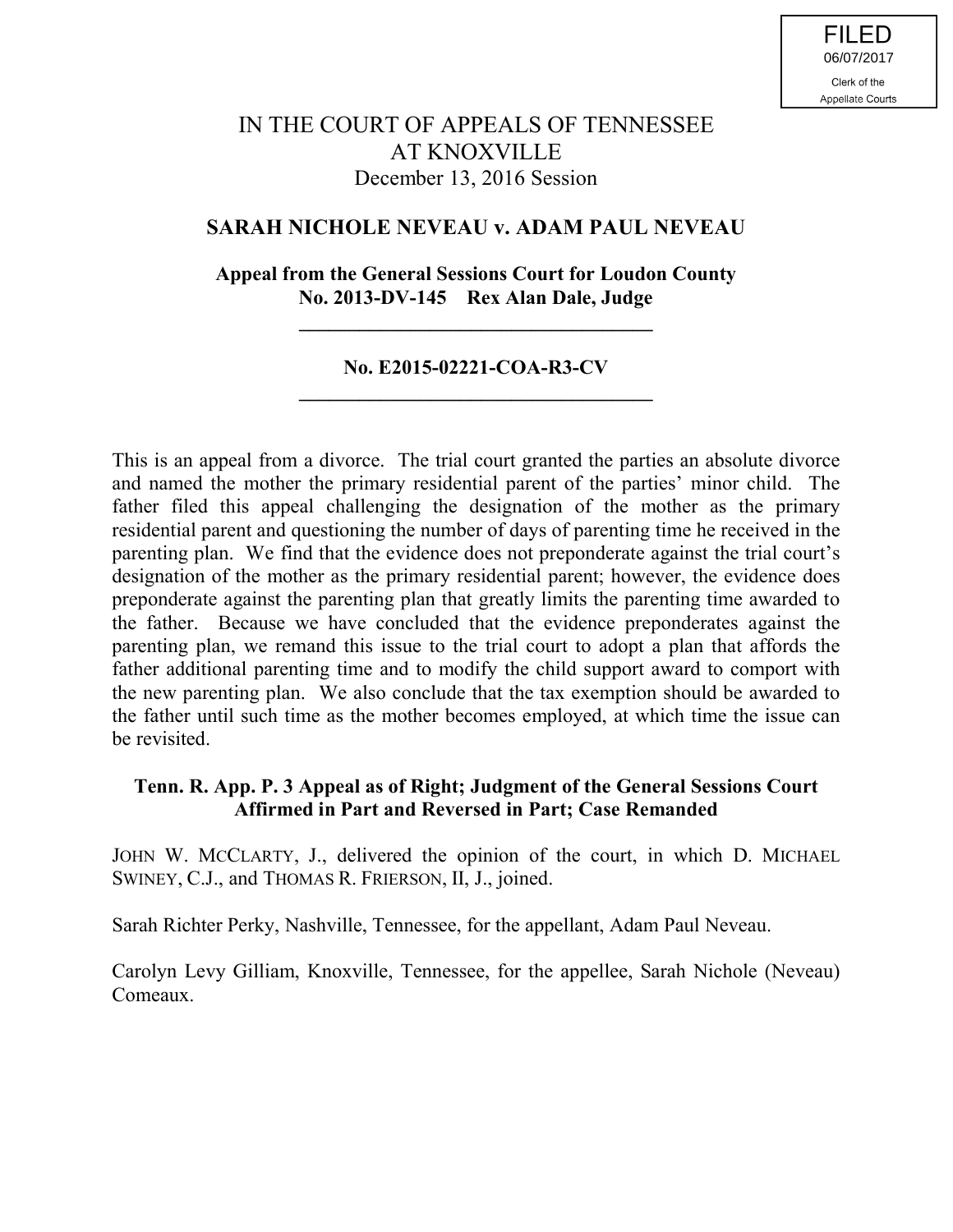FILED
06/07/2017
Clerk of the
Appellate Courts

# IN THE COURT OF APPEALS OF TENNESSEE
# AT KNOXVILLE

December 13, 2016 Session

## SARAH NICHOLE NEVEAU v. ADAM PAUL NEVEAU

**Appeal from the General Sessions Court for Loudon County**
**No. 2013-DV-145 Rex Alan Dale, Judge**

---

**No. E2015-02221-COA-R3-CV**

---

This is an appeal from a divorce. The trial court granted the parties an absolute divorce and named the mother the primary residential parent of the parties' minor child. The father filed this appeal challenging the designation of the mother as the primary residential parent and questioning the number of days of parenting time he received in the parenting plan. We find that the evidence does not preponderate against the trial court's designation of the mother as the primary residential parent; however, the evidence does preponderate against the parenting plan that greatly limits the parenting time awarded to the father. Because we have concluded that the evidence preponderates against the parenting plan, we remand this issue to the trial court to adopt a plan that affords the father additional parenting time and to modify the child support award to comport with the new parenting plan. We also conclude that the tax exemption should be awarded to the father until such time as the mother becomes employed, at which time the issue can be revisited.

**Tenn. R. App. P. 3 Appeal as of Right; Judgment of the General Sessions Court Affirmed in Part and Reversed in Part; Case Remanded**

JOHN W. MCCLARTY, J., delivered the opinion of the court, in which D. MICHAEL SWINEY, C.J., and THOMAS R. FRIERSON, II, J., joined.

Sarah Richter Perky, Nashville, Tennessee, for the appellant, Adam Paul Neveau.

Carolyn Levy Gilliam, Knoxville, Tennessee, for the appellee, Sarah Nichole (Neveau) Comeaux.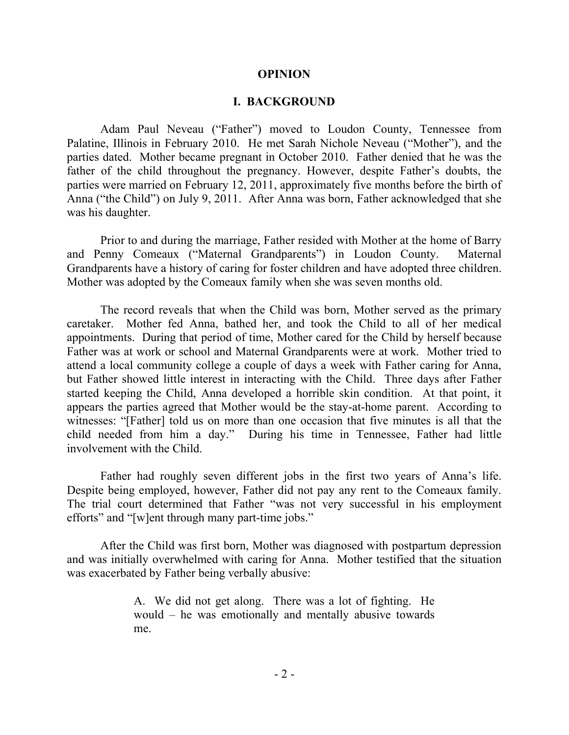# OPINION

## I. BACKGROUND

Adam Paul Neveau ("Father") moved to Loudon County, Tennessee from Palatine, Illinois in February 2010. He met Sarah Nichole Neveau ("Mother"), and the parties dated. Mother became pregnant in October 2010. Father denied that he was the father of the child throughout the pregnancy. However, despite Father's doubts, the parties were married on February 12, 2011, approximately five months before the birth of Anna ("the Child") on July 9, 2011. After Anna was born, Father acknowledged that she was his daughter.

Prior to and during the marriage, Father resided with Mother at the home of Barry and Penny Comeaux ("Maternal Grandparents") in Loudon County. Maternal Grandparents have a history of caring for foster children and have adopted three children. Mother was adopted by the Comeaux family when she was seven months old.

The record reveals that when the Child was born, Mother served as the primary caretaker. Mother fed Anna, bathed her, and took the Child to all of her medical appointments. During that period of time, Mother cared for the Child by herself because Father was at work or school and Maternal Grandparents were at work. Mother tried to attend a local community college a couple of days a week with Father caring for Anna, but Father showed little interest in interacting with the Child. Three days after Father started keeping the Child, Anna developed a horrible skin condition. At that point, it appears the parties agreed that Mother would be the stay-at-home parent. According to witnesses: "[Father] told us on more than one occasion that five minutes is all that the child needed from him a day." During his time in Tennessee, Father had little involvement with the Child.

Father had roughly seven different jobs in the first two years of Anna's life. Despite being employed, however, Father did not pay any rent to the Comeaux family. The trial court determined that Father "was not very successful in his employment efforts" and "[w]ent through many part-time jobs."

After the Child was first born, Mother was diagnosed with postpartum depression and was initially overwhelmed with caring for Anna. Mother testified that the situation was exacerbated by Father being verbally abusive:

> A. We did not get along. There was a lot of fighting. He would – he was emotionally and mentally abusive towards me.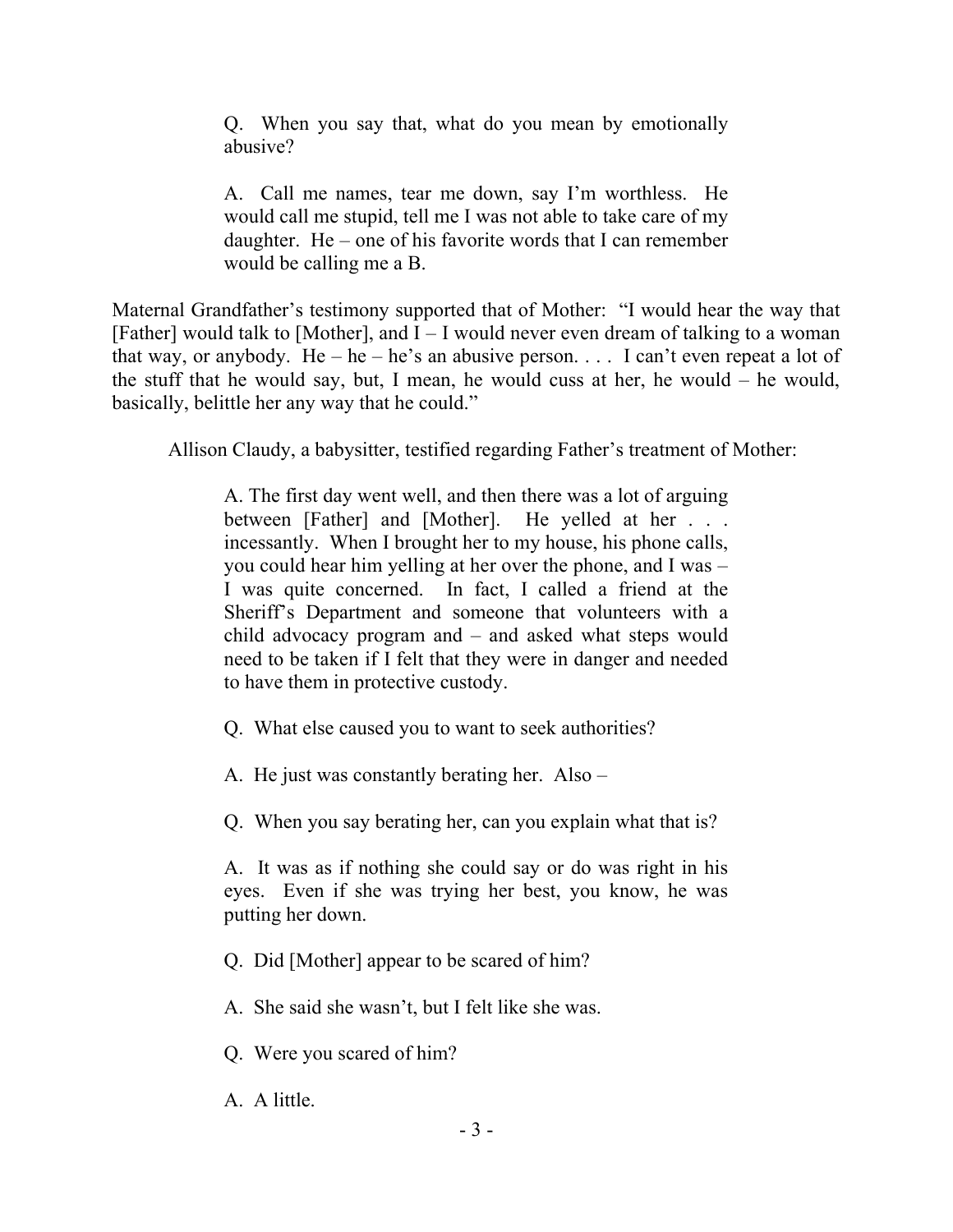> Q. When you say that, what do you mean by emotionally abusive?
>
> A. Call me names, tear me down, say I'm worthless. He would call me stupid, tell me I was not able to take care of my daughter. He – one of his favorite words that I can remember would be calling me a B.

Maternal Grandfather's testimony supported that of Mother: "I would hear the way that [Father] would talk to [Mother], and I – I would never even dream of talking to a woman that way, or anybody. He – he – he's an abusive person. . . . I can't even repeat a lot of the stuff that he would say, but, I mean, he would cuss at her, he would – he would, basically, belittle her any way that he could."

Allison Claudy, a babysitter, testified regarding Father's treatment of Mother:

> A. The first day went well, and then there was a lot of arguing between [Father] and [Mother]. He yelled at her . . . incessantly. When I brought her to my house, his phone calls, you could hear him yelling at her over the phone, and I was – I was quite concerned. In fact, I called a friend at the Sheriff's Department and someone that volunteers with a child advocacy program and – and asked what steps would need to be taken if I felt that they were in danger and needed to have them in protective custody.
>
> Q. What else caused you to want to seek authorities?
>
> A. He just was constantly berating her. Also –
>
> Q. When you say berating her, can you explain what that is?
>
> A. It was as if nothing she could say or do was right in his eyes. Even if she was trying her best, you know, he was putting her down.
>
> Q. Did [Mother] appear to be scared of him?
>
> A. She said she wasn't, but I felt like she was.
>
> Q. Were you scared of him?
>
> A. A little.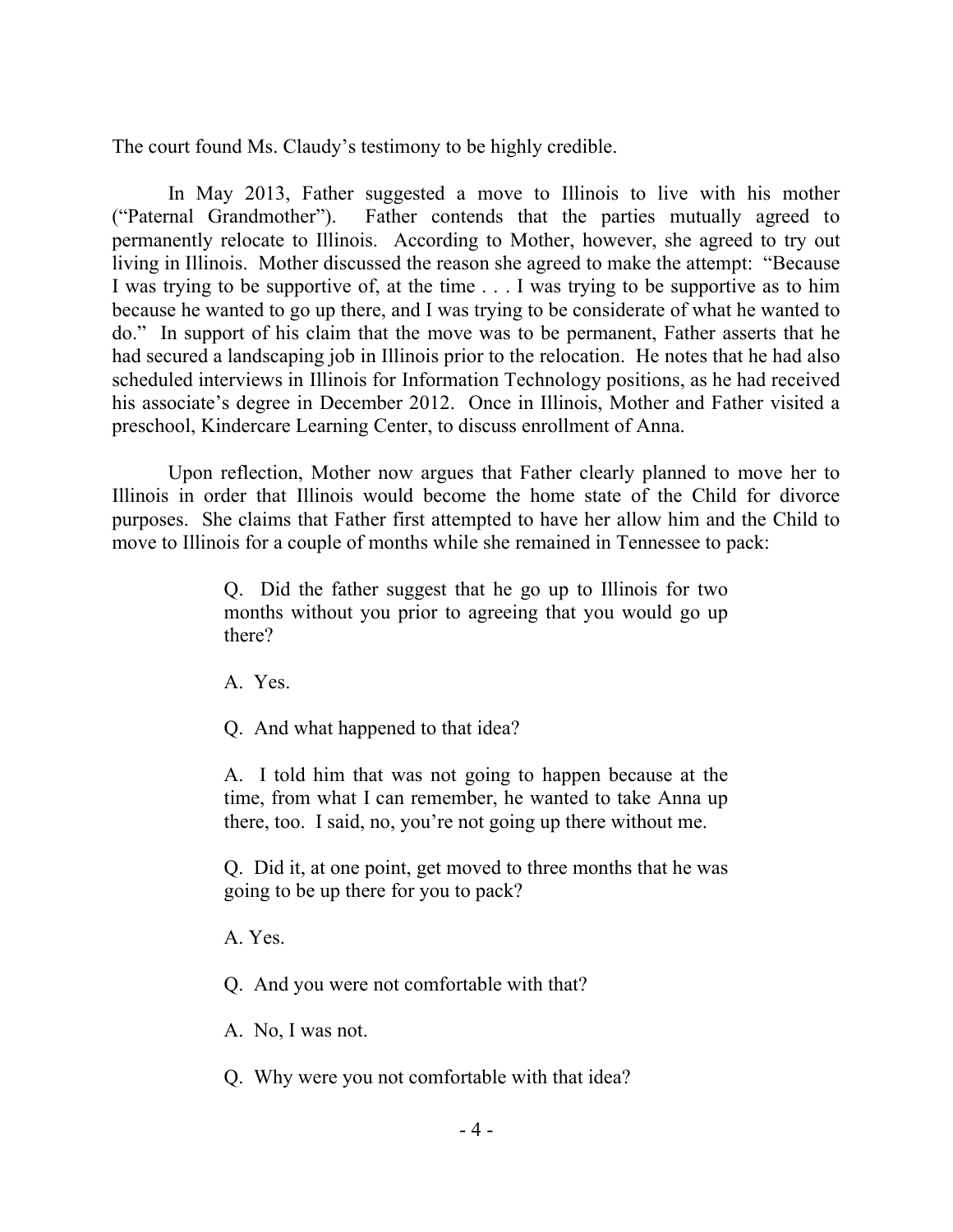The court found Ms. Claudy's testimony to be highly credible.

In May 2013, Father suggested a move to Illinois to live with his mother ("Paternal Grandmother"). Father contends that the parties mutually agreed to permanently relocate to Illinois. According to Mother, however, she agreed to try out living in Illinois. Mother discussed the reason she agreed to make the attempt: "Because I was trying to be supportive of, at the time . . . I was trying to be supportive as to him because he wanted to go up there, and I was trying to be considerate of what he wanted to do." In support of his claim that the move was to be permanent, Father asserts that he had secured a landscaping job in Illinois prior to the relocation. He notes that he had also scheduled interviews in Illinois for Information Technology positions, as he had received his associate's degree in December 2012. Once in Illinois, Mother and Father visited a preschool, Kindercare Learning Center, to discuss enrollment of Anna.

Upon reflection, Mother now argues that Father clearly planned to move her to Illinois in order that Illinois would become the home state of the Child for divorce purposes. She claims that Father first attempted to have her allow him and the Child to move to Illinois for a couple of months while she remained in Tennessee to pack:

> Q. Did the father suggest that he go up to Illinois for two months without you prior to agreeing that you would go up there?
>
> A. Yes.
>
> Q. And what happened to that idea?
>
> A. I told him that was not going to happen because at the time, from what I can remember, he wanted to take Anna up there, too. I said, no, you're not going up there without me.
>
> Q. Did it, at one point, get moved to three months that he was going to be up there for you to pack?
>
> A. Yes.
>
> Q. And you were not comfortable with that?
>
> A. No, I was not.
>
> Q. Why were you not comfortable with that idea?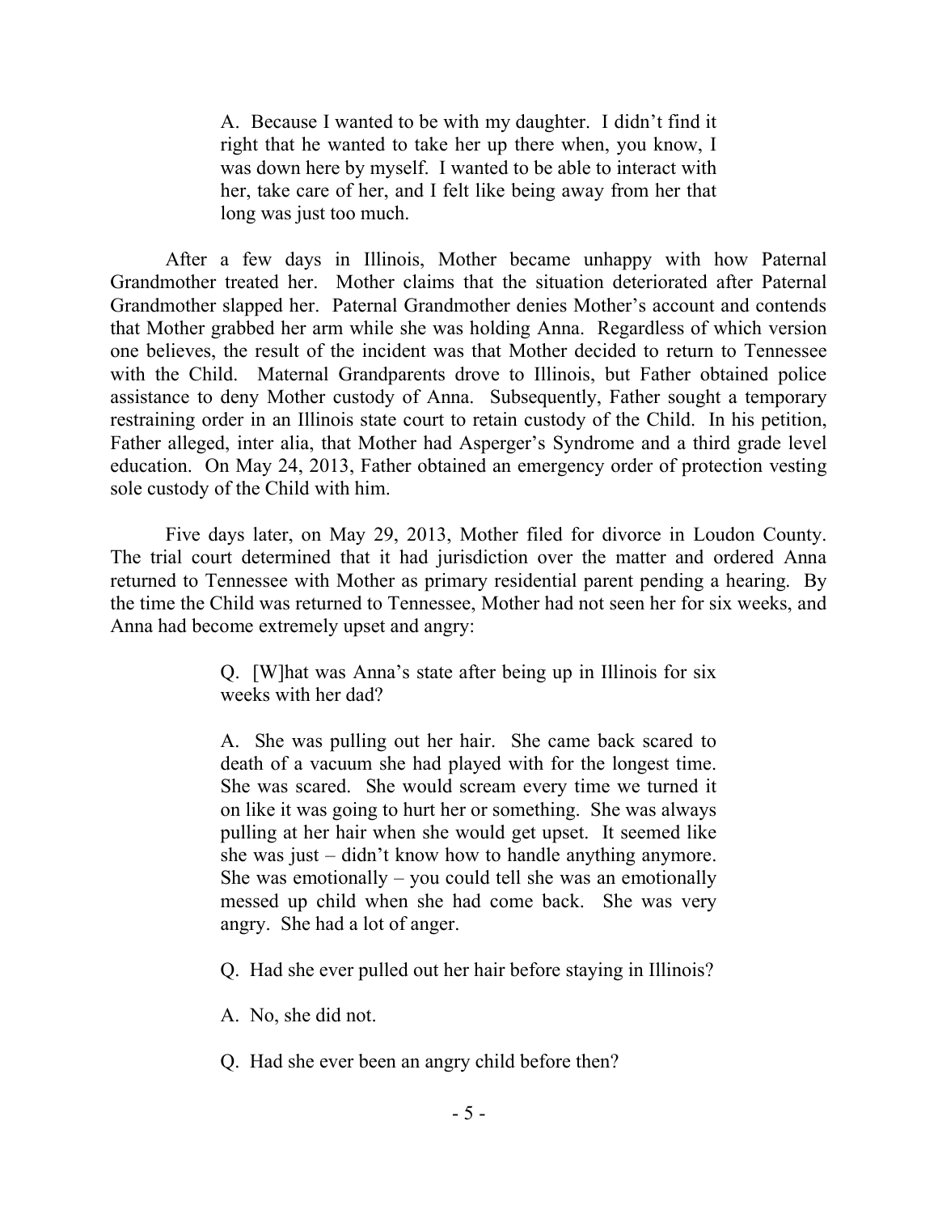> A. Because I wanted to be with my daughter. I didn't find it right that he wanted to take her up there when, you know, I was down here by myself. I wanted to be able to interact with her, take care of her, and I felt like being away from her that long was just too much.

After a few days in Illinois, Mother became unhappy with how Paternal Grandmother treated her. Mother claims that the situation deteriorated after Paternal Grandmother slapped her. Paternal Grandmother denies Mother's account and contends that Mother grabbed her arm while she was holding Anna. Regardless of which version one believes, the result of the incident was that Mother decided to return to Tennessee with the Child. Maternal Grandparents drove to Illinois, but Father obtained police assistance to deny Mother custody of Anna. Subsequently, Father sought a temporary restraining order in an Illinois state court to retain custody of the Child. In his petition, Father alleged, inter alia, that Mother had Asperger's Syndrome and a third grade level education. On May 24, 2013, Father obtained an emergency order of protection vesting sole custody of the Child with him.

Five days later, on May 29, 2013, Mother filed for divorce in Loudon County. The trial court determined that it had jurisdiction over the matter and ordered Anna returned to Tennessee with Mother as primary residential parent pending a hearing. By the time the Child was returned to Tennessee, Mother had not seen her for six weeks, and Anna had become extremely upset and angry:

> Q. [W]hat was Anna's state after being up in Illinois for six weeks with her dad?
>
> A. She was pulling out her hair. She came back scared to death of a vacuum she had played with for the longest time. She was scared. She would scream every time we turned it on like it was going to hurt her or something. She was always pulling at her hair when she would get upset. It seemed like she was just – didn't know how to handle anything anymore. She was emotionally – you could tell she was an emotionally messed up child when she had come back. She was very angry. She had a lot of anger.
>
> Q. Had she ever pulled out her hair before staying in Illinois?
>
> A. No, she did not.
>
> Q. Had she ever been an angry child before then?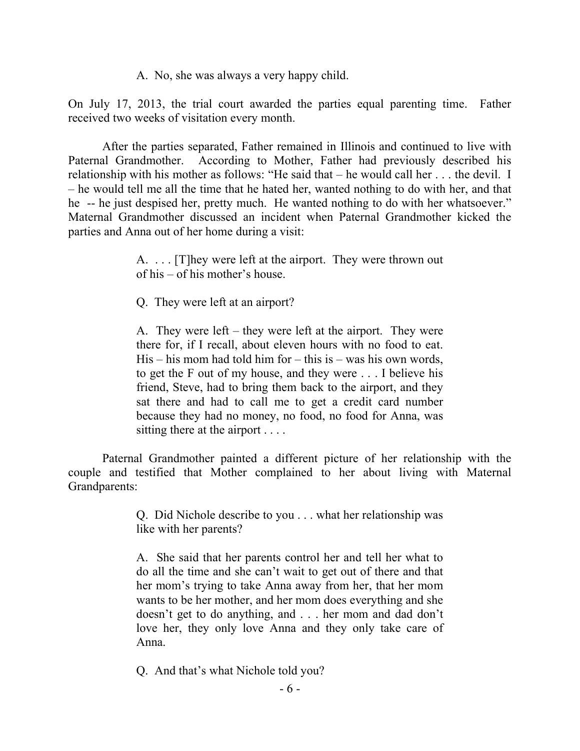> A. No, she was always a very happy child.

On July 17, 2013, the trial court awarded the parties equal parenting time. Father received two weeks of visitation every month.

After the parties separated, Father remained in Illinois and continued to live with Paternal Grandmother. According to Mother, Father had previously described his relationship with his mother as follows: "He said that – he would call her . . . the devil. I – he would tell me all the time that he hated her, wanted nothing to do with her, and that he -- he just despised her, pretty much. He wanted nothing to do with her whatsoever." Maternal Grandmother discussed an incident when Paternal Grandmother kicked the parties and Anna out of her home during a visit:

> A. . . . [T]hey were left at the airport. They were thrown out of his – of his mother's house.
>
> Q. They were left at an airport?
>
> A. They were left – they were left at the airport. They were there for, if I recall, about eleven hours with no food to eat. His – his mom had told him for – this is – was his own words, to get the F out of my house, and they were . . . I believe his friend, Steve, had to bring them back to the airport, and they sat there and had to call me to get a credit card number because they had no money, no food, no food for Anna, was sitting there at the airport . . . .

Paternal Grandmother painted a different picture of her relationship with the couple and testified that Mother complained to her about living with Maternal Grandparents:

> Q. Did Nichole describe to you . . . what her relationship was like with her parents?
>
> A. She said that her parents control her and tell her what to do all the time and she can't wait to get out of there and that her mom's trying to take Anna away from her, that her mom wants to be her mother, and her mom does everything and she doesn't get to do anything, and . . . her mom and dad don't love her, they only love Anna and they only take care of Anna.
>
> Q. And that's what Nichole told you?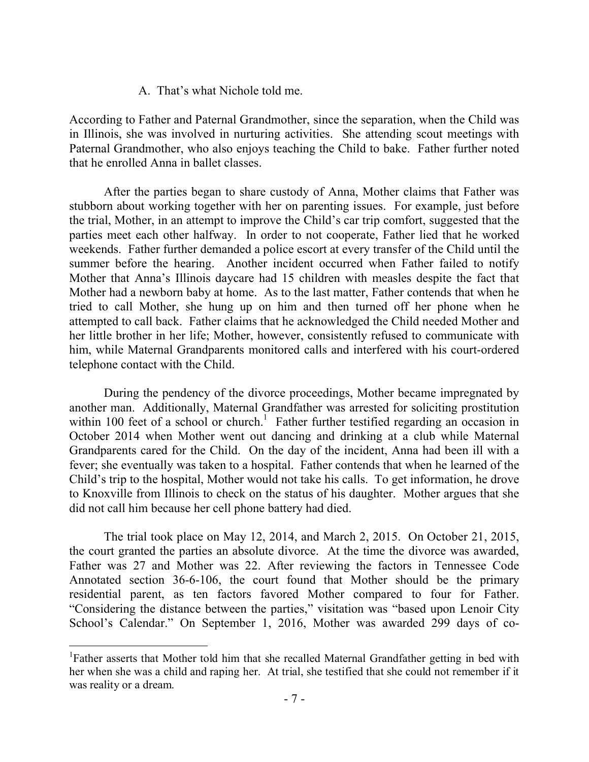A. That's what Nichole told me.

According to Father and Paternal Grandmother, since the separation, when the Child was in Illinois, she was involved in nurturing activities. She attending scout meetings with Paternal Grandmother, who also enjoys teaching the Child to bake. Father further noted that he enrolled Anna in ballet classes.

After the parties began to share custody of Anna, Mother claims that Father was stubborn about working together with her on parenting issues. For example, just before the trial, Mother, in an attempt to improve the Child's car trip comfort, suggested that the parties meet each other halfway. In order to not cooperate, Father lied that he worked weekends. Father further demanded a police escort at every transfer of the Child until the summer before the hearing. Another incident occurred when Father failed to notify Mother that Anna's Illinois daycare had 15 children with measles despite the fact that Mother had a newborn baby at home. As to the last matter, Father contends that when he tried to call Mother, she hung up on him and then turned off her phone when he attempted to call back. Father claims that he acknowledged the Child needed Mother and her little brother in her life; Mother, however, consistently refused to communicate with him, while Maternal Grandparents monitored calls and interfered with his court-ordered telephone contact with the Child.

During the pendency of the divorce proceedings, Mother became impregnated by another man. Additionally, Maternal Grandfather was arrested for soliciting prostitution within 100 feet of a school or church.[1] Father further testified regarding an occasion in October 2014 when Mother went out dancing and drinking at a club while Maternal Grandparents cared for the Child. On the day of the incident, Anna had been ill with a fever; she eventually was taken to a hospital. Father contends that when he learned of the Child's trip to the hospital, Mother would not take his calls. To get information, he drove to Knoxville from Illinois to check on the status of his daughter. Mother argues that she did not call him because her cell phone battery had died.

The trial took place on May 12, 2014, and March 2, 2015. On October 21, 2015, the court granted the parties an absolute divorce. At the time the divorce was awarded, Father was 27 and Mother was 22. After reviewing the factors in Tennessee Code Annotated section 36-6-106, the court found that Mother should be the primary residential parent, as ten factors favored Mother compared to four for Father. "Considering the distance between the parties," visitation was "based upon Lenoir City School's Calendar." On September 1, 2016, Mother was awarded 299 days of co-

---

[1]Father asserts that Mother told him that she recalled Maternal Grandfather getting in bed with her when she was a child and raping her. At trial, she testified that she could not remember if it was reality or a dream.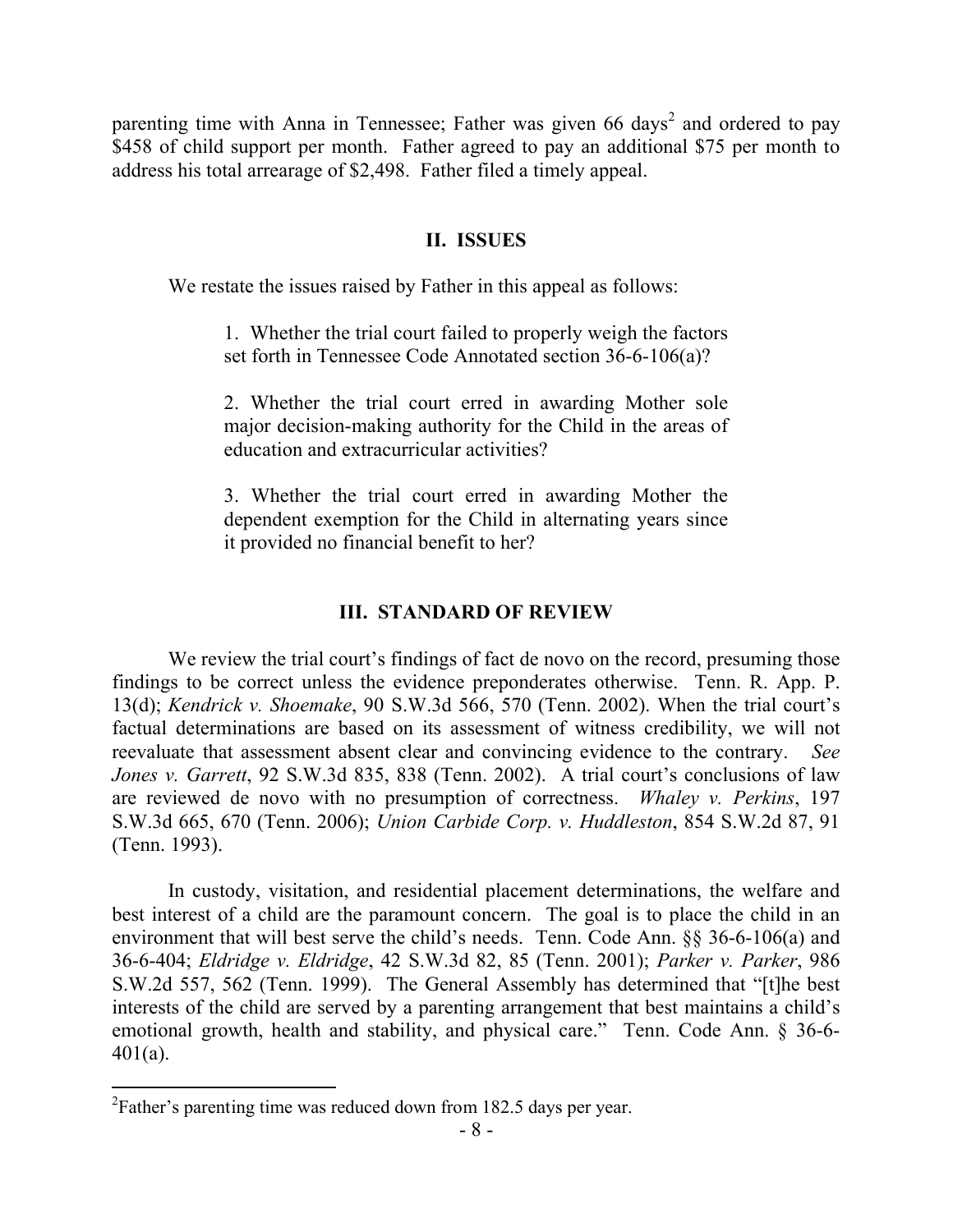parenting time with Anna in Tennessee; Father was given 66 days[2] and ordered to pay $458 of child support per month. Father agreed to pay an additional $75 per month to address his total arrearage of $2,498. Father filed a timely appeal.

## II. ISSUES

We restate the issues raised by Father in this appeal as follows:

> 1. Whether the trial court failed to properly weigh the factors set forth in Tennessee Code Annotated section 36-6-106(a)?
>
> 2. Whether the trial court erred in awarding Mother sole major decision-making authority for the Child in the areas of education and extracurricular activities?
>
> 3. Whether the trial court erred in awarding Mother the dependent exemption for the Child in alternating years since it provided no financial benefit to her?

## III. STANDARD OF REVIEW

We review the trial court's findings of fact de novo on the record, presuming those findings to be correct unless the evidence preponderates otherwise. Tenn. R. App. P. 13(d); *Kendrick v. Shoemake*, 90 S.W.3d 566, 570 (Tenn. 2002). When the trial court's factual determinations are based on its assessment of witness credibility, we will not reevaluate that assessment absent clear and convincing evidence to the contrary. *See Jones v. Garrett*, 92 S.W.3d 835, 838 (Tenn. 2002). A trial court's conclusions of law are reviewed de novo with no presumption of correctness. *Whaley v. Perkins*, 197 S.W.3d 665, 670 (Tenn. 2006); *Union Carbide Corp. v. Huddleston*, 854 S.W.2d 87, 91 (Tenn. 1993).

In custody, visitation, and residential placement determinations, the welfare and best interest of a child are the paramount concern. The goal is to place the child in an environment that will best serve the child's needs. Tenn. Code Ann. §§ 36-6-106(a) and 36-6-404; *Eldridge v. Eldridge*, 42 S.W.3d 82, 85 (Tenn. 2001); *Parker v. Parker*, 986 S.W.2d 557, 562 (Tenn. 1999). The General Assembly has determined that "[t]he best interests of the child are served by a parenting arrangement that best maintains a child's emotional growth, health and stability, and physical care." Tenn. Code Ann. § 36-6-401(a).

---

[2] Father's parenting time was reduced down from 182.5 days per year.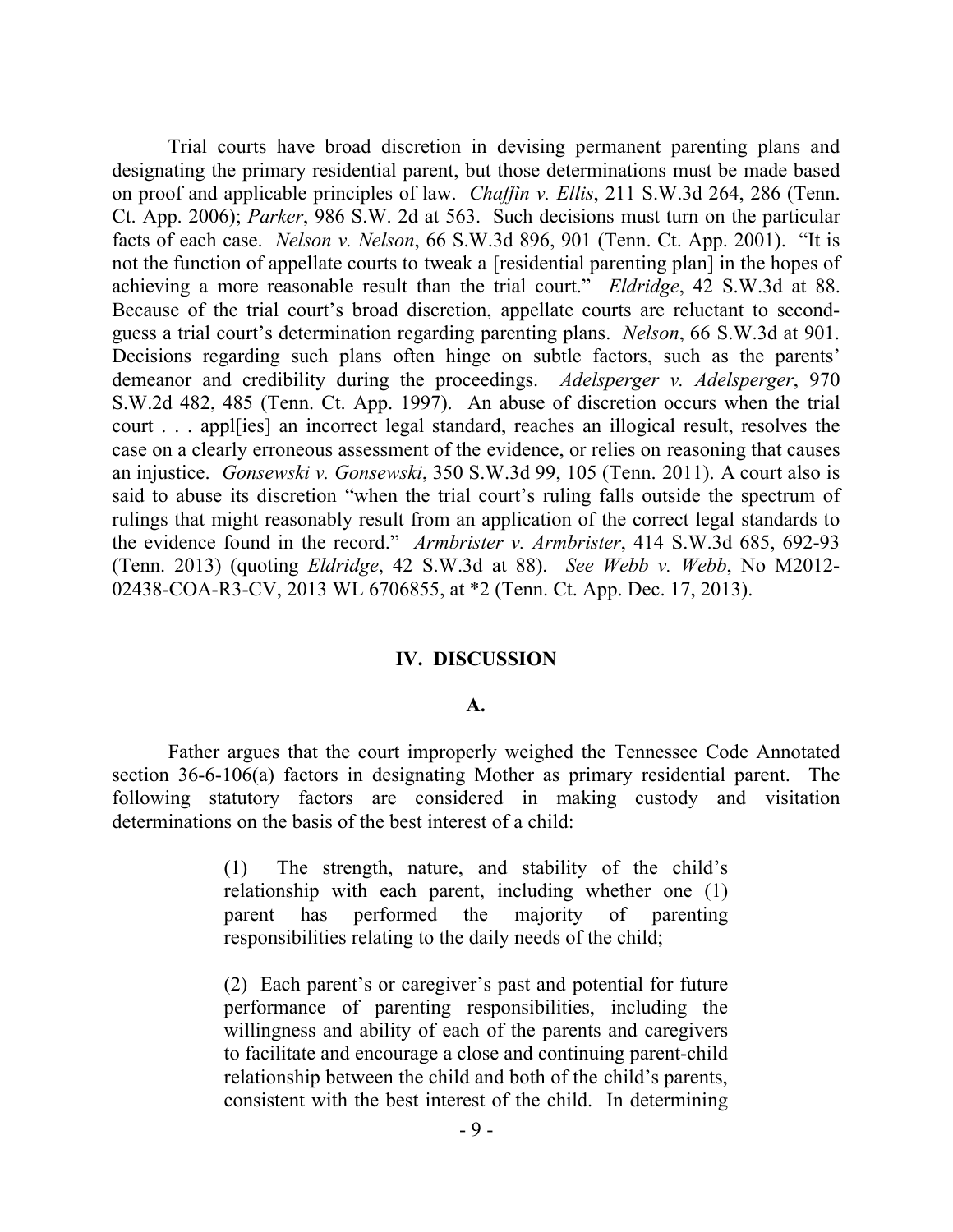Trial courts have broad discretion in devising permanent parenting plans and designating the primary residential parent, but those determinations must be made based on proof and applicable principles of law. *Chaffin v. Ellis*, 211 S.W.3d 264, 286 (Tenn. Ct. App. 2006); *Parker*, 986 S.W. 2d at 563. Such decisions must turn on the particular facts of each case. *Nelson v. Nelson*, 66 S.W.3d 896, 901 (Tenn. Ct. App. 2001). "It is not the function of appellate courts to tweak a [residential parenting plan] in the hopes of achieving a more reasonable result than the trial court." *Eldridge*, 42 S.W.3d at 88. Because of the trial court's broad discretion, appellate courts are reluctant to second-guess a trial court's determination regarding parenting plans. *Nelson*, 66 S.W.3d at 901. Decisions regarding such plans often hinge on subtle factors, such as the parents' demeanor and credibility during the proceedings. *Adelsperger v. Adelsperger*, 970 S.W.2d 482, 485 (Tenn. Ct. App. 1997). An abuse of discretion occurs when the trial court . . . appl[ies] an incorrect legal standard, reaches an illogical result, resolves the case on a clearly erroneous assessment of the evidence, or relies on reasoning that causes an injustice. *Gonsewski v. Gonsewski*, 350 S.W.3d 99, 105 (Tenn. 2011). A court also is said to abuse its discretion "when the trial court's ruling falls outside the spectrum of rulings that might reasonably result from an application of the correct legal standards to the evidence found in the record." *Armbrister v. Armbrister*, 414 S.W.3d 685, 692-93 (Tenn. 2013) (quoting *Eldridge*, 42 S.W.3d at 88). *See Webb v. Webb*, No M2012-02438-COA-R3-CV, 2013 WL 6706855, at *2 (Tenn. Ct. App. Dec. 17, 2013).

## IV. DISCUSSION

### A.

Father argues that the court improperly weighed the Tennessee Code Annotated section 36-6-106(a) factors in designating Mother as primary residential parent. The following statutory factors are considered in making custody and visitation determinations on the basis of the best interest of a child:

> (1) The strength, nature, and stability of the child's relationship with each parent, including whether one (1) parent has performed the majority of parenting responsibilities relating to the daily needs of the child;
>
> (2) Each parent's or caregiver's past and potential for future performance of parenting responsibilities, including the willingness and ability of each of the parents and caregivers to facilitate and encourage a close and continuing parent-child relationship between the child and both of the child's parents, consistent with the best interest of the child. In determining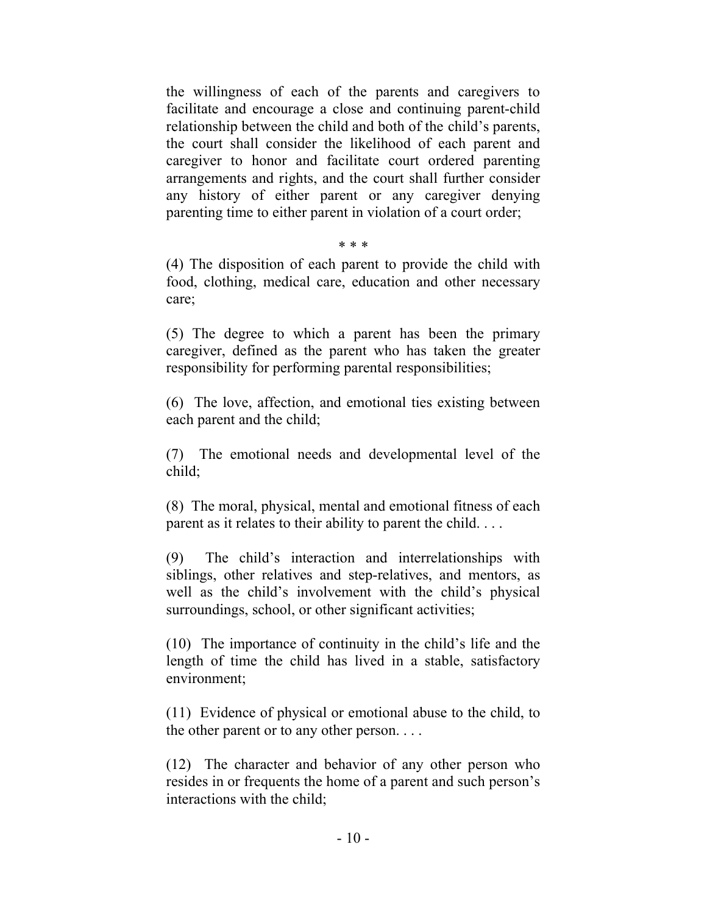the willingness of each of the parents and caregivers to facilitate and encourage a close and continuing parent-child relationship between the child and both of the child's parents, the court shall consider the likelihood of each parent and caregiver to honor and facilitate court ordered parenting arrangements and rights, and the court shall further consider any history of either parent or any caregiver denying parenting time to either parent in violation of a court order;

\* \* \*

(4) The disposition of each parent to provide the child with food, clothing, medical care, education and other necessary care;

(5) The degree to which a parent has been the primary caregiver, defined as the parent who has taken the greater responsibility for performing parental responsibilities;

(6) The love, affection, and emotional ties existing between each parent and the child;

(7) The emotional needs and developmental level of the child;

(8) The moral, physical, mental and emotional fitness of each parent as it relates to their ability to parent the child. . . .

(9) The child's interaction and interrelationships with siblings, other relatives and step-relatives, and mentors, as well as the child's involvement with the child's physical surroundings, school, or other significant activities;

(10) The importance of continuity in the child's life and the length of time the child has lived in a stable, satisfactory environment;

(11) Evidence of physical or emotional abuse to the child, to the other parent or to any other person. . . .

(12) The character and behavior of any other person who resides in or frequents the home of a parent and such person's interactions with the child;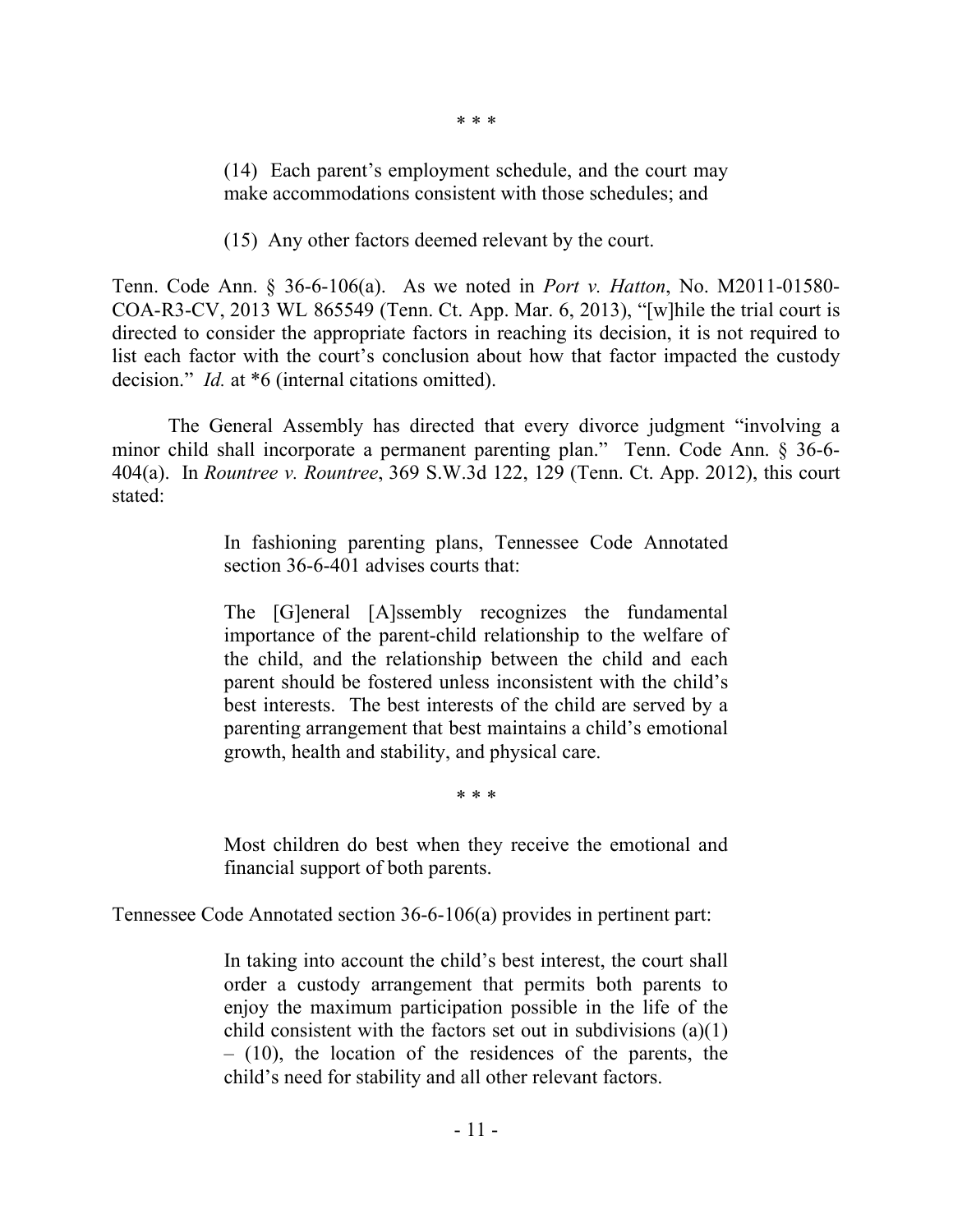\* \* \*

> (14) Each parent's employment schedule, and the court may make accommodations consistent with those schedules; and
>
> (15) Any other factors deemed relevant by the court.

Tenn. Code Ann. § 36-6-106(a). As we noted in *Port v. Hatton*, No. M2011-01580-COA-R3-CV, 2013 WL 865549 (Tenn. Ct. App. Mar. 6, 2013), "[w]hile the trial court is directed to consider the appropriate factors in reaching its decision, it is not required to list each factor with the court's conclusion about how that factor impacted the custody decision." *Id.* at *6 (internal citations omitted).

The General Assembly has directed that every divorce judgment "involving a minor child shall incorporate a permanent parenting plan." Tenn. Code Ann. § 36-6-404(a). In *Rountree v. Rountree*, 369 S.W.3d 122, 129 (Tenn. Ct. App. 2012), this court stated:

> In fashioning parenting plans, Tennessee Code Annotated section 36-6-401 advises courts that:
>
> The [G]eneral [A]ssembly recognizes the fundamental importance of the parent-child relationship to the welfare of the child, and the relationship between the child and each parent should be fostered unless inconsistent with the child's best interests. The best interests of the child are served by a parenting arrangement that best maintains a child's emotional growth, health and stability, and physical care.
>
> \* \* \*
>
> Most children do best when they receive the emotional and financial support of both parents.

Tennessee Code Annotated section 36-6-106(a) provides in pertinent part:

> In taking into account the child's best interest, the court shall order a custody arrangement that permits both parents to enjoy the maximum participation possible in the life of the child consistent with the factors set out in subdivisions (a)(1) – (10), the location of the residences of the parents, the child's need for stability and all other relevant factors.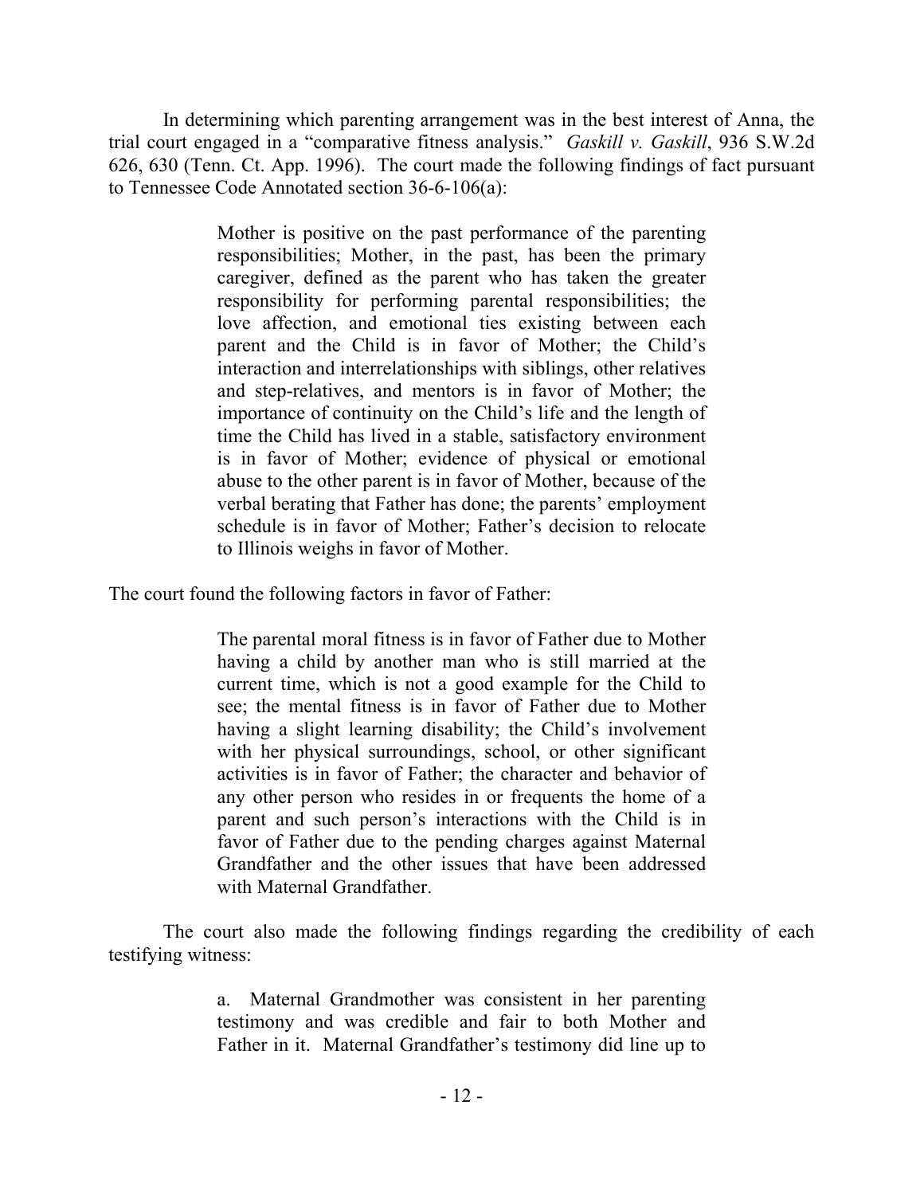In determining which parenting arrangement was in the best interest of Anna, the trial court engaged in a "comparative fitness analysis." *Gaskill v. Gaskill*, 936 S.W.2d 626, 630 (Tenn. Ct. App. 1996). The court made the following findings of fact pursuant to Tennessee Code Annotated section 36-6-106(a):

> Mother is positive on the past performance of the parenting responsibilities; Mother, in the past, has been the primary caregiver, defined as the parent who has taken the greater responsibility for performing parental responsibilities; the love affection, and emotional ties existing between each parent and the Child is in favor of Mother; the Child's interaction and interrelationships with siblings, other relatives and step-relatives, and mentors is in favor of Mother; the importance of continuity on the Child's life and the length of time the Child has lived in a stable, satisfactory environment is in favor of Mother; evidence of physical or emotional abuse to the other parent is in favor of Mother, because of the verbal berating that Father has done; the parents' employment schedule is in favor of Mother; Father's decision to relocate to Illinois weighs in favor of Mother.

The court found the following factors in favor of Father:

> The parental moral fitness is in favor of Father due to Mother having a child by another man who is still married at the current time, which is not a good example for the Child to see; the mental fitness is in favor of Father due to Mother having a slight learning disability; the Child's involvement with her physical surroundings, school, or other significant activities is in favor of Father; the character and behavior of any other person who resides in or frequents the home of a parent and such person's interactions with the Child is in favor of Father due to the pending charges against Maternal Grandfather and the other issues that have been addressed with Maternal Grandfather.

The court also made the following findings regarding the credibility of each testifying witness:

> a. Maternal Grandmother was consistent in her parenting testimony and was credible and fair to both Mother and Father in it. Maternal Grandfather's testimony did line up to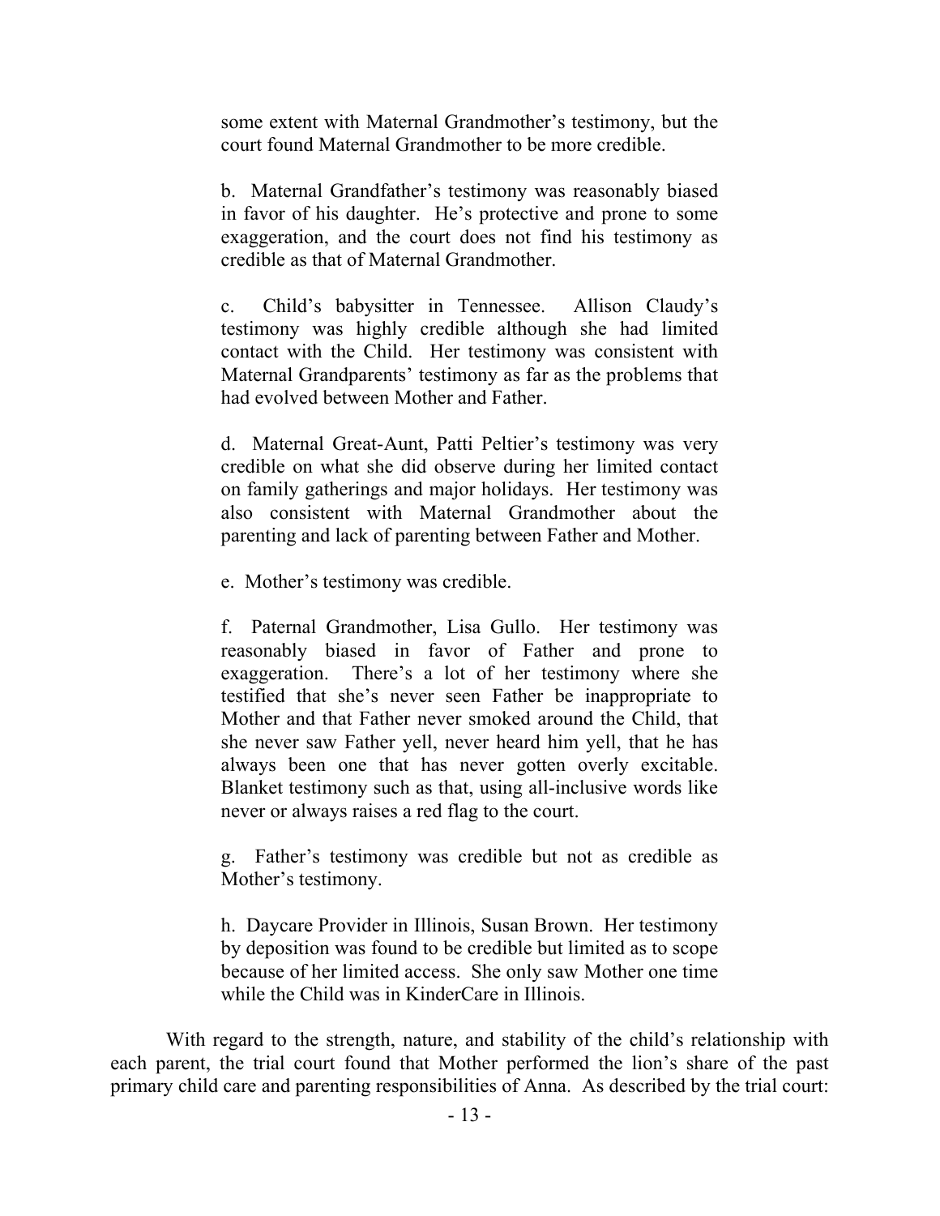some extent with Maternal Grandmother's testimony, but the court found Maternal Grandmother to be more credible.

b. Maternal Grandfather's testimony was reasonably biased in favor of his daughter. He's protective and prone to some exaggeration, and the court does not find his testimony as credible as that of Maternal Grandmother.

c. Child's babysitter in Tennessee. Allison Claudy's testimony was highly credible although she had limited contact with the Child. Her testimony was consistent with Maternal Grandparents' testimony as far as the problems that had evolved between Mother and Father.

d. Maternal Great-Aunt, Patti Peltier's testimony was very credible on what she did observe during her limited contact on family gatherings and major holidays. Her testimony was also consistent with Maternal Grandmother about the parenting and lack of parenting between Father and Mother.

e. Mother's testimony was credible.

f. Paternal Grandmother, Lisa Gullo. Her testimony was reasonably biased in favor of Father and prone to exaggeration. There's a lot of her testimony where she testified that she's never seen Father be inappropriate to Mother and that Father never smoked around the Child, that she never saw Father yell, never heard him yell, that he has always been one that has never gotten overly excitable. Blanket testimony such as that, using all-inclusive words like never or always raises a red flag to the court.

g. Father's testimony was credible but not as credible as Mother's testimony.

h. Daycare Provider in Illinois, Susan Brown. Her testimony by deposition was found to be credible but limited as to scope because of her limited access. She only saw Mother one time while the Child was in KinderCare in Illinois.

With regard to the strength, nature, and stability of the child's relationship with each parent, the trial court found that Mother performed the lion's share of the past primary child care and parenting responsibilities of Anna. As described by the trial court: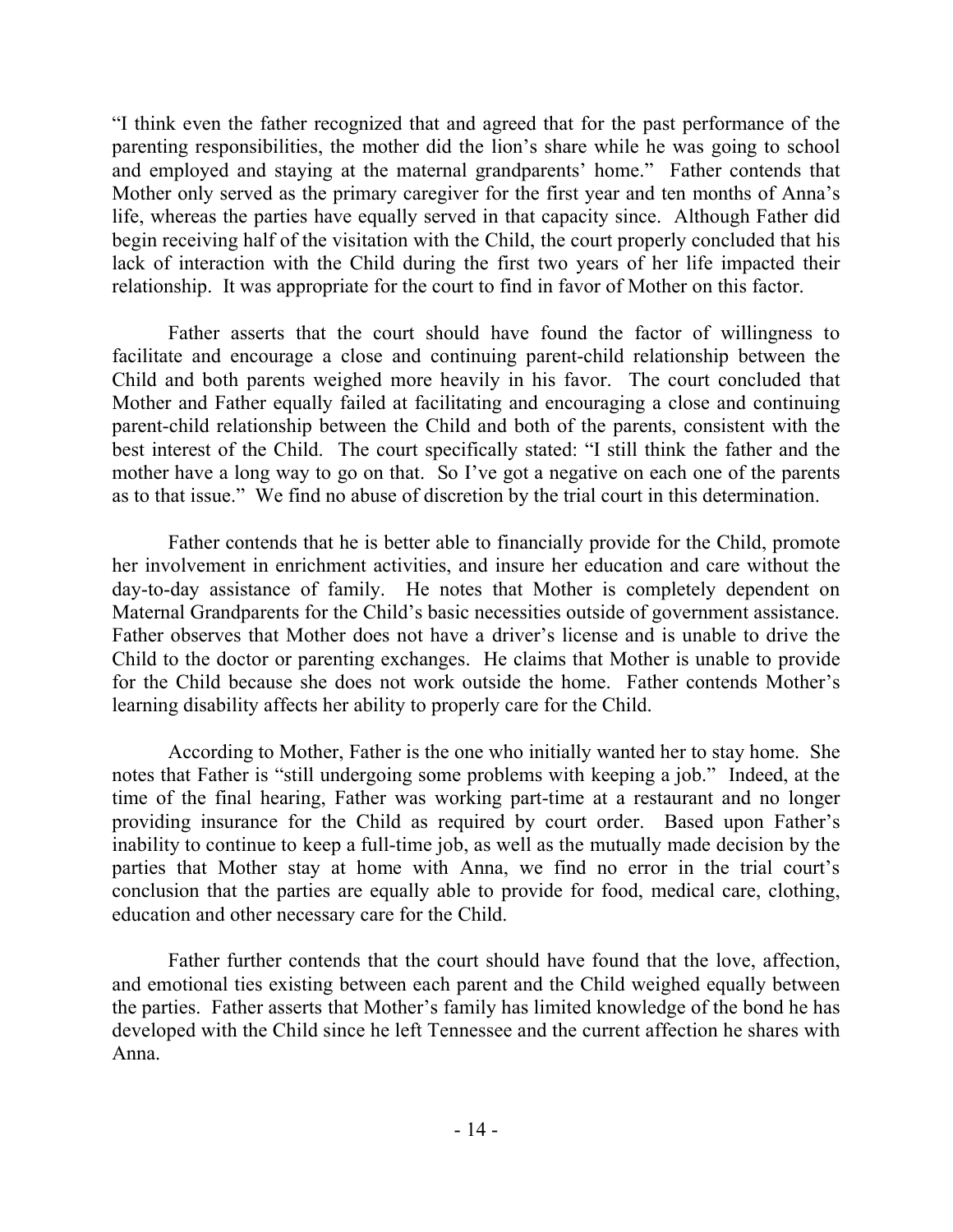"I think even the father recognized that and agreed that for the past performance of the parenting responsibilities, the mother did the lion's share while he was going to school and employed and staying at the maternal grandparents' home." Father contends that Mother only served as the primary caregiver for the first year and ten months of Anna's life, whereas the parties have equally served in that capacity since. Although Father did begin receiving half of the visitation with the Child, the court properly concluded that his lack of interaction with the Child during the first two years of her life impacted their relationship. It was appropriate for the court to find in favor of Mother on this factor.

Father asserts that the court should have found the factor of willingness to facilitate and encourage a close and continuing parent-child relationship between the Child and both parents weighed more heavily in his favor. The court concluded that Mother and Father equally failed at facilitating and encouraging a close and continuing parent-child relationship between the Child and both of the parents, consistent with the best interest of the Child. The court specifically stated: "I still think the father and the mother have a long way to go on that. So I've got a negative on each one of the parents as to that issue." We find no abuse of discretion by the trial court in this determination.

Father contends that he is better able to financially provide for the Child, promote her involvement in enrichment activities, and insure her education and care without the day-to-day assistance of family. He notes that Mother is completely dependent on Maternal Grandparents for the Child's basic necessities outside of government assistance. Father observes that Mother does not have a driver's license and is unable to drive the Child to the doctor or parenting exchanges. He claims that Mother is unable to provide for the Child because she does not work outside the home. Father contends Mother's learning disability affects her ability to properly care for the Child.

According to Mother, Father is the one who initially wanted her to stay home. She notes that Father is "still undergoing some problems with keeping a job." Indeed, at the time of the final hearing, Father was working part-time at a restaurant and no longer providing insurance for the Child as required by court order. Based upon Father's inability to continue to keep a full-time job, as well as the mutually made decision by the parties that Mother stay at home with Anna, we find no error in the trial court's conclusion that the parties are equally able to provide for food, medical care, clothing, education and other necessary care for the Child.

Father further contends that the court should have found that the love, affection, and emotional ties existing between each parent and the Child weighed equally between the parties. Father asserts that Mother's family has limited knowledge of the bond he has developed with the Child since he left Tennessee and the current affection he shares with Anna.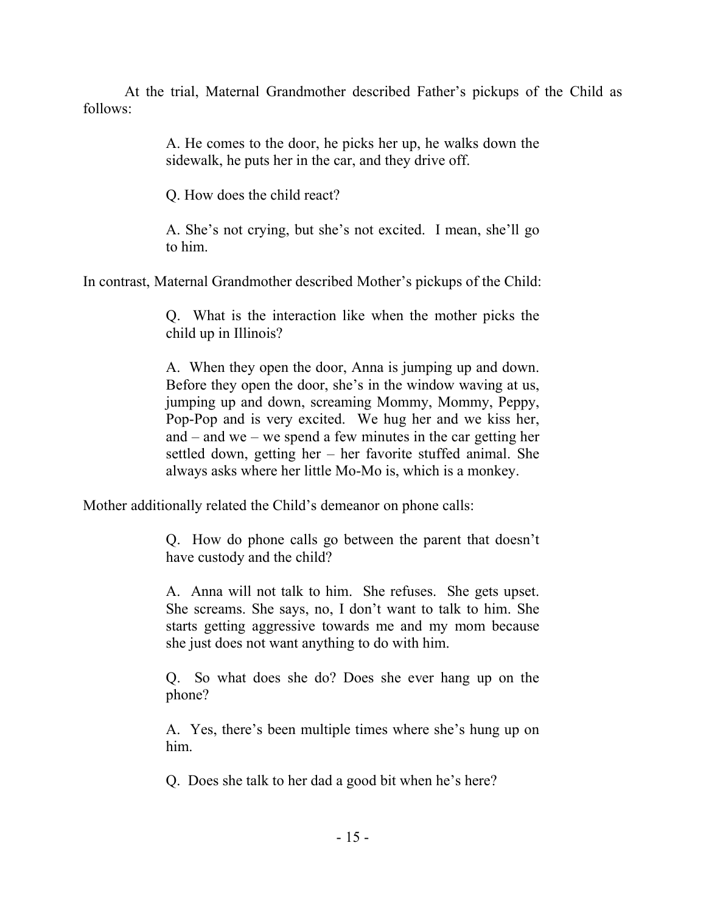At the trial, Maternal Grandmother described Father's pickups of the Child as follows:

> A. He comes to the door, he picks her up, he walks down the sidewalk, he puts her in the car, and they drive off.
>
> Q. How does the child react?
>
> A. She's not crying, but she's not excited. I mean, she'll go to him.

In contrast, Maternal Grandmother described Mother's pickups of the Child:

> Q. What is the interaction like when the mother picks the child up in Illinois?
>
> A. When they open the door, Anna is jumping up and down. Before they open the door, she's in the window waving at us, jumping up and down, screaming Mommy, Mommy, Peppy, Pop-Pop and is very excited. We hug her and we kiss her, and – and we – we spend a few minutes in the car getting her settled down, getting her – her favorite stuffed animal. She always asks where her little Mo-Mo is, which is a monkey.

Mother additionally related the Child's demeanor on phone calls:

> Q. How do phone calls go between the parent that doesn't have custody and the child?
>
> A. Anna will not talk to him. She refuses. She gets upset. She screams. She says, no, I don't want to talk to him. She starts getting aggressive towards me and my mom because she just does not want anything to do with him.
>
> Q. So what does she do? Does she ever hang up on the phone?
>
> A. Yes, there's been multiple times where she's hung up on him.
>
> Q. Does she talk to her dad a good bit when he's here?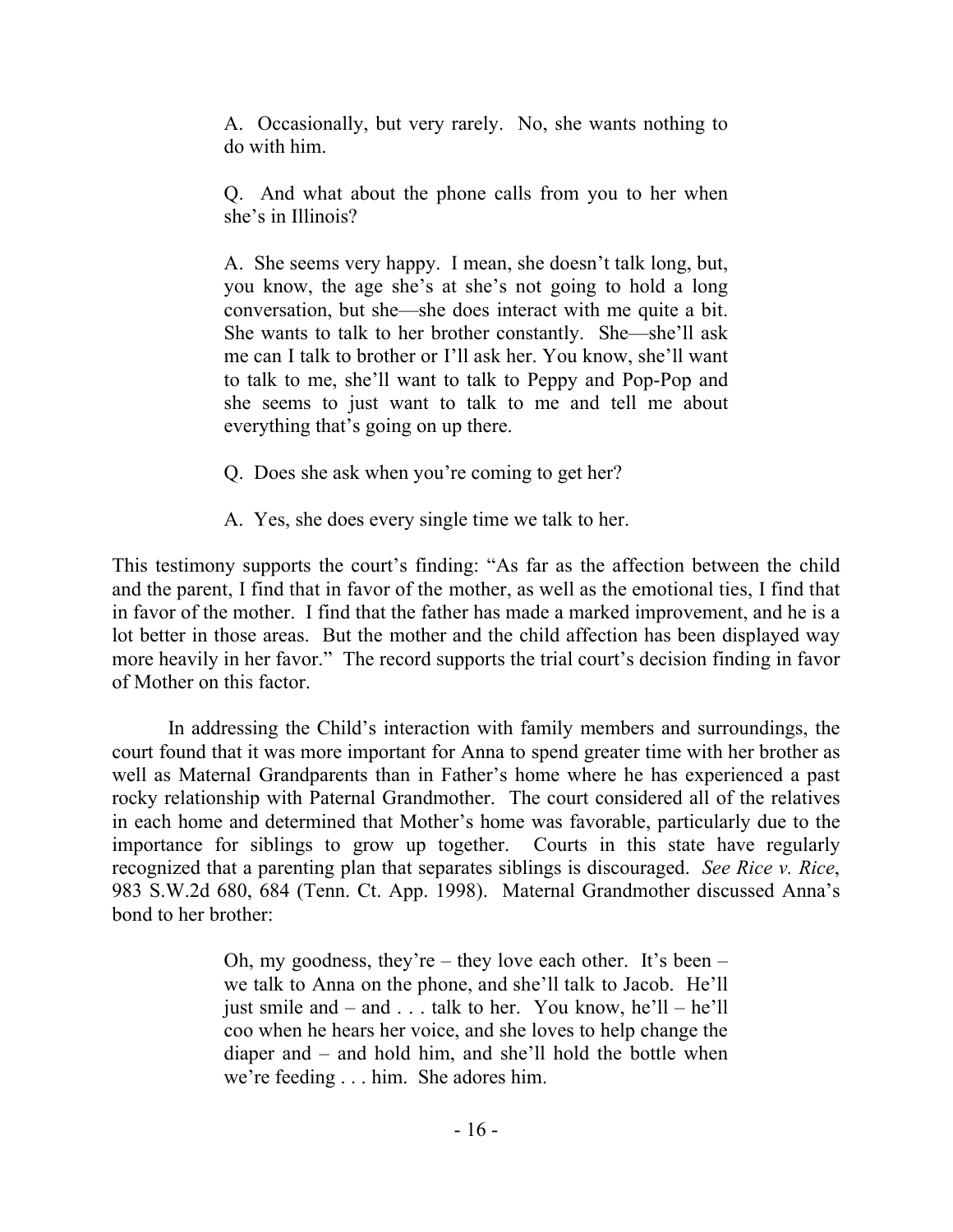> A. Occasionally, but very rarely. No, she wants nothing to do with him.
>
> Q. And what about the phone calls from you to her when she's in Illinois?
>
> A. She seems very happy. I mean, she doesn't talk long, but, you know, the age she's at she's not going to hold a long conversation, but she—she does interact with me quite a bit. She wants to talk to her brother constantly. She—she'll ask me can I talk to brother or I'll ask her. You know, she'll want to talk to me, she'll want to talk to Peppy and Pop-Pop and she seems to just want to talk to me and tell me about everything that's going on up there.
>
> Q. Does she ask when you're coming to get her?
>
> A. Yes, she does every single time we talk to her.

This testimony supports the court's finding: "As far as the affection between the child and the parent, I find that in favor of the mother, as well as the emotional ties, I find that in favor of the mother. I find that the father has made a marked improvement, and he is a lot better in those areas. But the mother and the child affection has been displayed way more heavily in her favor." The record supports the trial court's decision finding in favor of Mother on this factor.

In addressing the Child's interaction with family members and surroundings, the court found that it was more important for Anna to spend greater time with her brother as well as Maternal Grandparents than in Father's home where he has experienced a past rocky relationship with Paternal Grandmother. The court considered all of the relatives in each home and determined that Mother's home was favorable, particularly due to the importance for siblings to grow up together. Courts in this state have regularly recognized that a parenting plan that separates siblings is discouraged. *See Rice v. Rice*, 983 S.W.2d 680, 684 (Tenn. Ct. App. 1998). Maternal Grandmother discussed Anna's bond to her brother:

> Oh, my goodness, they're – they love each other. It's been – we talk to Anna on the phone, and she'll talk to Jacob. He'll just smile and – and . . . talk to her. You know, he'll – he'll coo when he hears her voice, and she loves to help change the diaper and – and hold him, and she'll hold the bottle when we're feeding . . . him. She adores him.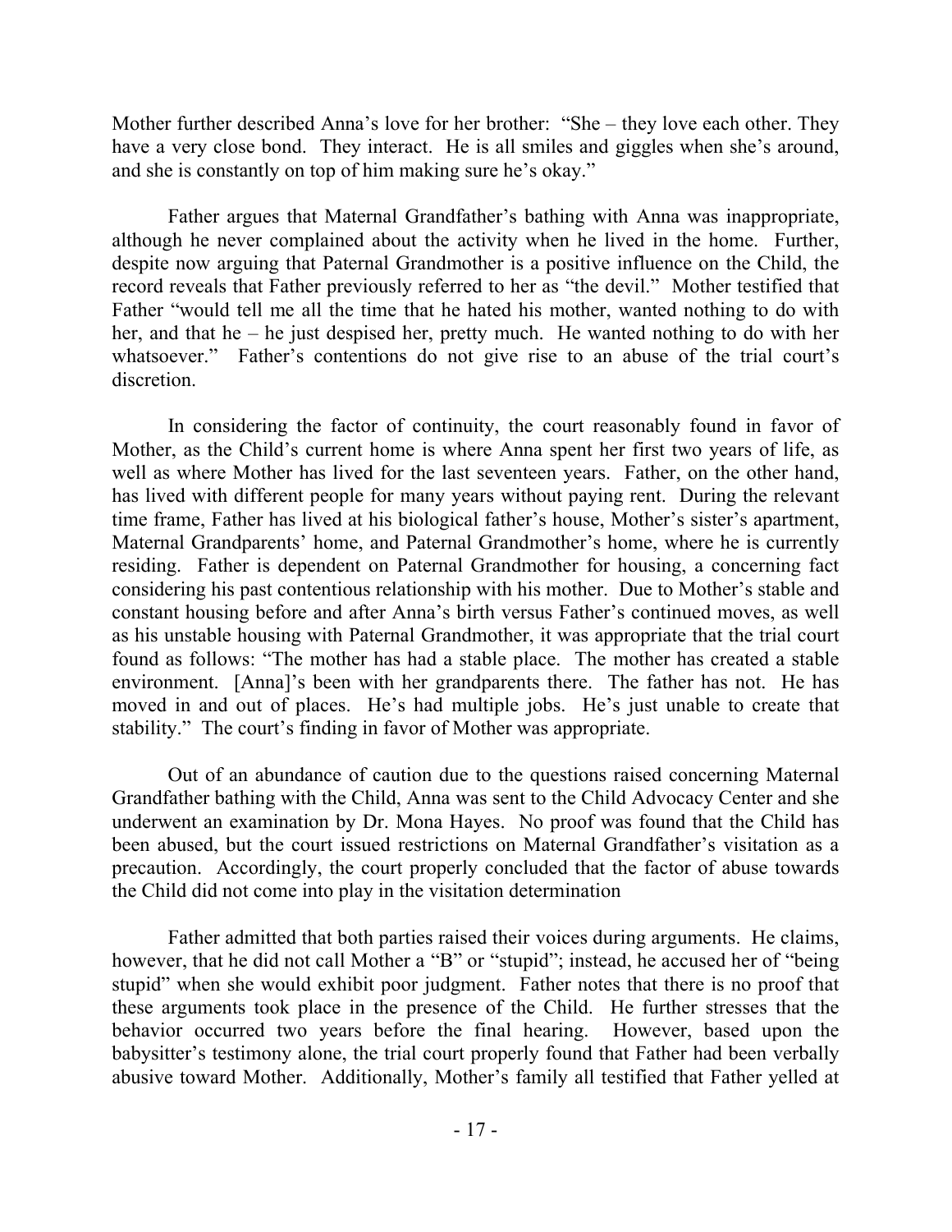Mother further described Anna's love for her brother: "She – they love each other. They have a very close bond. They interact. He is all smiles and giggles when she's around, and she is constantly on top of him making sure he's okay."

Father argues that Maternal Grandfather's bathing with Anna was inappropriate, although he never complained about the activity when he lived in the home. Further, despite now arguing that Paternal Grandmother is a positive influence on the Child, the record reveals that Father previously referred to her as "the devil." Mother testified that Father "would tell me all the time that he hated his mother, wanted nothing to do with her, and that he – he just despised her, pretty much. He wanted nothing to do with her whatsoever." Father's contentions do not give rise to an abuse of the trial court's discretion.

In considering the factor of continuity, the court reasonably found in favor of Mother, as the Child's current home is where Anna spent her first two years of life, as well as where Mother has lived for the last seventeen years. Father, on the other hand, has lived with different people for many years without paying rent. During the relevant time frame, Father has lived at his biological father's house, Mother's sister's apartment, Maternal Grandparents' home, and Paternal Grandmother's home, where he is currently residing. Father is dependent on Paternal Grandmother for housing, a concerning fact considering his past contentious relationship with his mother. Due to Mother's stable and constant housing before and after Anna's birth versus Father's continued moves, as well as his unstable housing with Paternal Grandmother, it was appropriate that the trial court found as follows: "The mother has had a stable place. The mother has created a stable environment. [Anna]'s been with her grandparents there. The father has not. He has moved in and out of places. He's had multiple jobs. He's just unable to create that stability." The court's finding in favor of Mother was appropriate.

Out of an abundance of caution due to the questions raised concerning Maternal Grandfather bathing with the Child, Anna was sent to the Child Advocacy Center and she underwent an examination by Dr. Mona Hayes. No proof was found that the Child has been abused, but the court issued restrictions on Maternal Grandfather's visitation as a precaution. Accordingly, the court properly concluded that the factor of abuse towards the Child did not come into play in the visitation determination

Father admitted that both parties raised their voices during arguments. He claims, however, that he did not call Mother a "B" or "stupid"; instead, he accused her of "being stupid" when she would exhibit poor judgment. Father notes that there is no proof that these arguments took place in the presence of the Child. He further stresses that the behavior occurred two years before the final hearing. However, based upon the babysitter's testimony alone, the trial court properly found that Father had been verbally abusive toward Mother. Additionally, Mother's family all testified that Father yelled at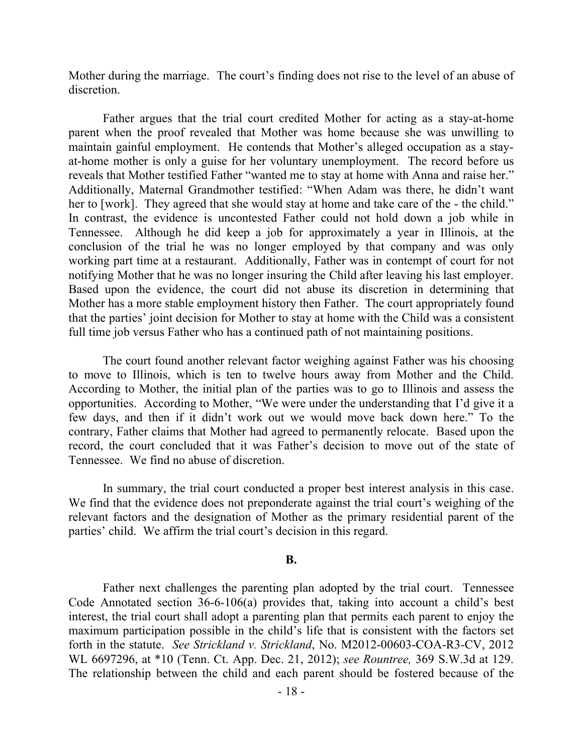Mother during the marriage. The court's finding does not rise to the level of an abuse of discretion.

Father argues that the trial court credited Mother for acting as a stay-at-home parent when the proof revealed that Mother was home because she was unwilling to maintain gainful employment. He contends that Mother's alleged occupation as a stay-at-home mother is only a guise for her voluntary unemployment. The record before us reveals that Mother testified Father "wanted me to stay at home with Anna and raise her." Additionally, Maternal Grandmother testified: "When Adam was there, he didn't want her to [work]. They agreed that she would stay at home and take care of the - the child." In contrast, the evidence is uncontested Father could not hold down a job while in Tennessee. Although he did keep a job for approximately a year in Illinois, at the conclusion of the trial he was no longer employed by that company and was only working part time at a restaurant. Additionally, Father was in contempt of court for not notifying Mother that he was no longer insuring the Child after leaving his last employer. Based upon the evidence, the court did not abuse its discretion in determining that Mother has a more stable employment history then Father. The court appropriately found that the parties' joint decision for Mother to stay at home with the Child was a consistent full time job versus Father who has a continued path of not maintaining positions.

The court found another relevant factor weighing against Father was his choosing to move to Illinois, which is ten to twelve hours away from Mother and the Child. According to Mother, the initial plan of the parties was to go to Illinois and assess the opportunities. According to Mother, "We were under the understanding that I'd give it a few days, and then if it didn't work out we would move back down here." To the contrary, Father claims that Mother had agreed to permanently relocate. Based upon the record, the court concluded that it was Father's decision to move out of the state of Tennessee. We find no abuse of discretion.

In summary, the trial court conducted a proper best interest analysis in this case. We find that the evidence does not preponderate against the trial court's weighing of the relevant factors and the designation of Mother as the primary residential parent of the parties' child. We affirm the trial court's decision in this regard.

**B.**

Father next challenges the parenting plan adopted by the trial court. Tennessee Code Annotated section 36-6-106(a) provides that, taking into account a child's best interest, the trial court shall adopt a parenting plan that permits each parent to enjoy the maximum participation possible in the child's life that is consistent with the factors set forth in the statute. *See Strickland v. Strickland*, No. M2012-00603-COA-R3-CV, 2012 WL 6697296, at *10 (Tenn. Ct. App. Dec. 21, 2012); *see Rountree,* 369 S.W.3d at 129. The relationship between the child and each parent should be fostered because of the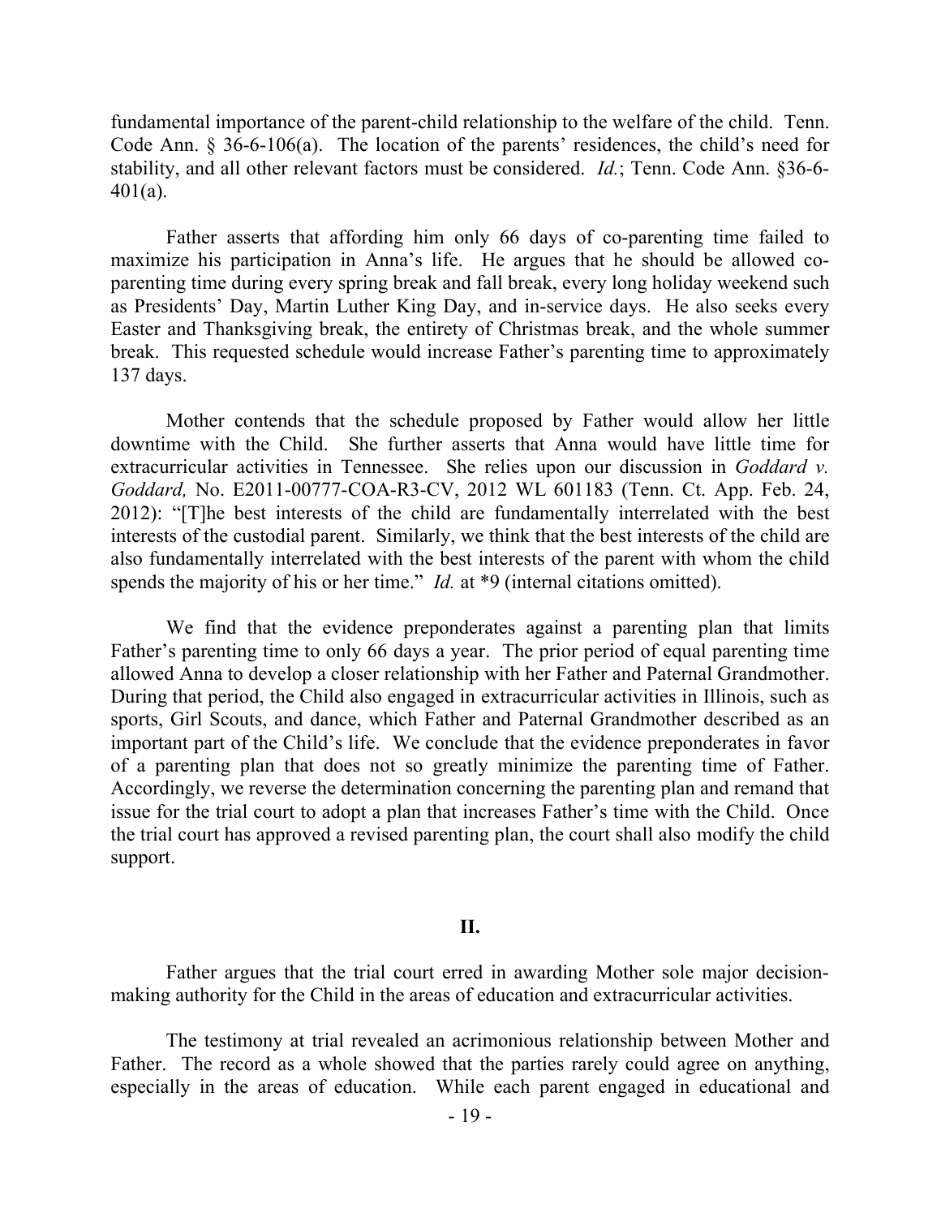fundamental importance of the parent-child relationship to the welfare of the child. Tenn. Code Ann. § 36-6-106(a). The location of the parents' residences, the child's need for stability, and all other relevant factors must be considered. *Id.*; Tenn. Code Ann. §36-6-401(a).

Father asserts that affording him only 66 days of co-parenting time failed to maximize his participation in Anna's life. He argues that he should be allowed co-parenting time during every spring break and fall break, every long holiday weekend such as Presidents' Day, Martin Luther King Day, and in-service days. He also seeks every Easter and Thanksgiving break, the entirety of Christmas break, and the whole summer break. This requested schedule would increase Father's parenting time to approximately 137 days.

Mother contends that the schedule proposed by Father would allow her little downtime with the Child. She further asserts that Anna would have little time for extracurricular activities in Tennessee. She relies upon our discussion in *Goddard v. Goddard,* No. E2011-00777-COA-R3-CV, 2012 WL 601183 (Tenn. Ct. App. Feb. 24, 2012): "[T]he best interests of the child are fundamentally interrelated with the best interests of the custodial parent. Similarly, we think that the best interests of the child are also fundamentally interrelated with the best interests of the parent with whom the child spends the majority of his or her time." *Id.* at *9 (internal citations omitted).

We find that the evidence preponderates against a parenting plan that limits Father's parenting time to only 66 days a year. The prior period of equal parenting time allowed Anna to develop a closer relationship with her Father and Paternal Grandmother. During that period, the Child also engaged in extracurricular activities in Illinois, such as sports, Girl Scouts, and dance, which Father and Paternal Grandmother described as an important part of the Child's life. We conclude that the evidence preponderates in favor of a parenting plan that does not so greatly minimize the parenting time of Father. Accordingly, we reverse the determination concerning the parenting plan and remand that issue for the trial court to adopt a plan that increases Father's time with the Child. Once the trial court has approved a revised parenting plan, the court shall also modify the child support.

## II.

Father argues that the trial court erred in awarding Mother sole major decision-making authority for the Child in the areas of education and extracurricular activities.

The testimony at trial revealed an acrimonious relationship between Mother and Father. The record as a whole showed that the parties rarely could agree on anything, especially in the areas of education. While each parent engaged in educational and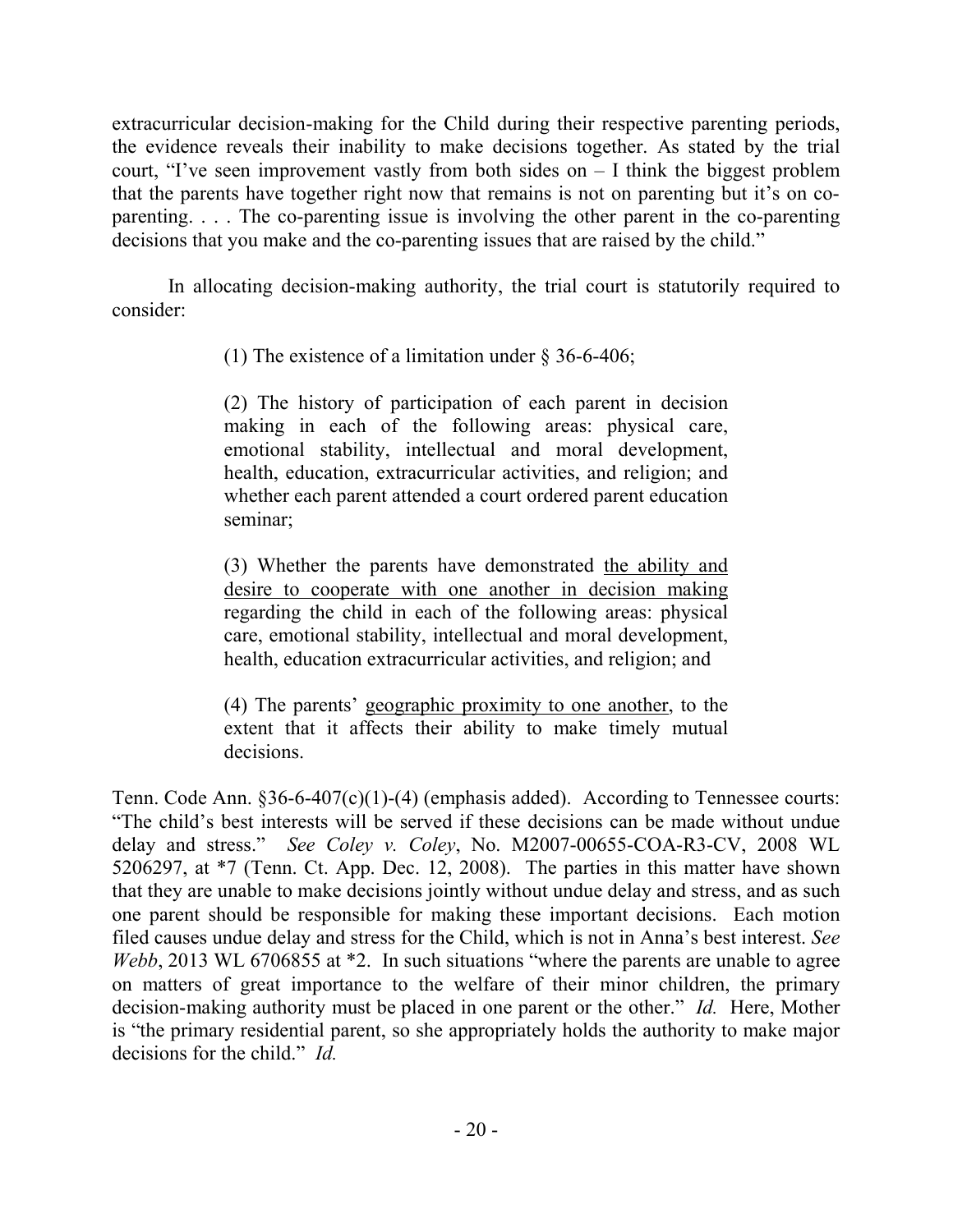extracurricular decision-making for the Child during their respective parenting periods, the evidence reveals their inability to make decisions together. As stated by the trial court, "I've seen improvement vastly from both sides on – I think the biggest problem that the parents have together right now that remains is not on parenting but it's on co-parenting. . . . The co-parenting issue is involving the other parent in the co-parenting decisions that you make and the co-parenting issues that are raised by the child."

In allocating decision-making authority, the trial court is statutorily required to consider:

> (1) The existence of a limitation under § 36-6-406;
>
> (2) The history of participation of each parent in decision making in each of the following areas: physical care, emotional stability, intellectual and moral development, health, education, extracurricular activities, and religion; and whether each parent attended a court ordered parent education seminar;
>
> (3) Whether the parents have demonstrated <u>the ability and desire to cooperate with one another in decision making</u> regarding the child in each of the following areas: physical care, emotional stability, intellectual and moral development, health, education extracurricular activities, and religion; and
>
> (4) The parents' <u>geographic proximity to one another</u>, to the extent that it affects their ability to make timely mutual decisions.

Tenn. Code Ann. §36-6-407(c)(1)-(4) (emphasis added). According to Tennessee courts: "The child's best interests will be served if these decisions can be made without undue delay and stress." *See Coley v. Coley*, No. M2007-00655-COA-R3-CV, 2008 WL 5206297, at *7 (Tenn. Ct. App. Dec. 12, 2008). The parties in this matter have shown that they are unable to make decisions jointly without undue delay and stress, and as such one parent should be responsible for making these important decisions. Each motion filed causes undue delay and stress for the Child, which is not in Anna's best interest. *See Webb*, 2013 WL 6706855 at *2. In such situations "where the parents are unable to agree on matters of great importance to the welfare of their minor children, the primary decision-making authority must be placed in one parent or the other." *Id.* Here, Mother is "the primary residential parent, so she appropriately holds the authority to make major decisions for the child." *Id.*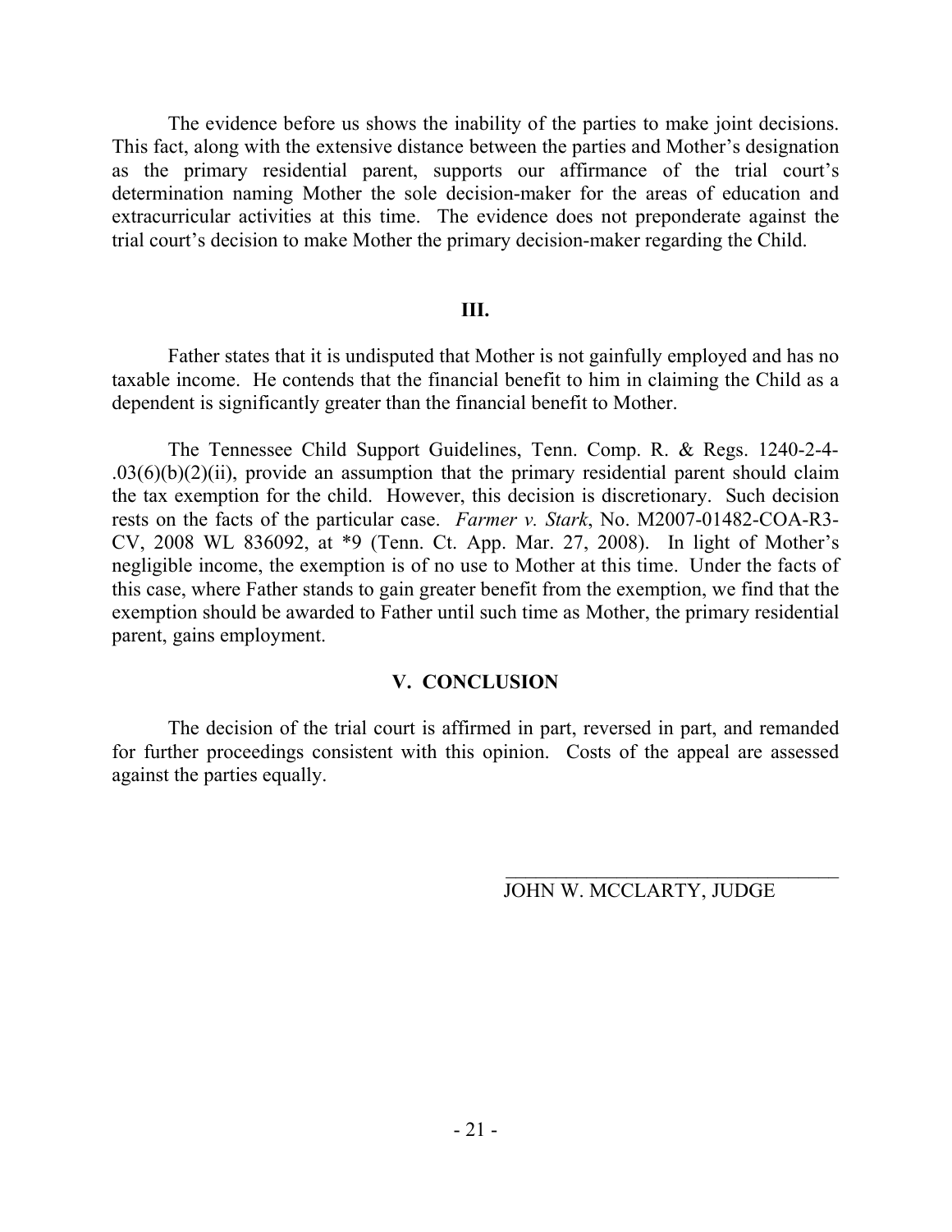The evidence before us shows the inability of the parties to make joint decisions. This fact, along with the extensive distance between the parties and Mother's designation as the primary residential parent, supports our affirmance of the trial court's determination naming Mother the sole decision-maker for the areas of education and extracurricular activities at this time. The evidence does not preponderate against the trial court's decision to make Mother the primary decision-maker regarding the Child.

## III.

Father states that it is undisputed that Mother is not gainfully employed and has no taxable income. He contends that the financial benefit to him in claiming the Child as a dependent is significantly greater than the financial benefit to Mother.

The Tennessee Child Support Guidelines, Tenn. Comp. R. & Regs. 1240-2-4-.03(6)(b)(2)(ii), provide an assumption that the primary residential parent should claim the tax exemption for the child. However, this decision is discretionary. Such decision rests on the facts of the particular case. *Farmer v. Stark*, No. M2007-01482-COA-R3-CV, 2008 WL 836092, at *9 (Tenn. Ct. App. Mar. 27, 2008). In light of Mother's negligible income, the exemption is of no use to Mother at this time. Under the facts of this case, where Father stands to gain greater benefit from the exemption, we find that the exemption should be awarded to Father until such time as Mother, the primary residential parent, gains employment.

## V. CONCLUSION

The decision of the trial court is affirmed in part, reversed in part, and remanded for further proceedings consistent with this opinion. Costs of the appeal are assessed against the parties equally.

\_\_\_\_\_\_\_\_\_\_\_\_\_\_\_\_\_\_\_\_\_\_\_\_\_\_\_\_\_\_\_\_\_\_

JOHN W. MCCLARTY, JUDGE